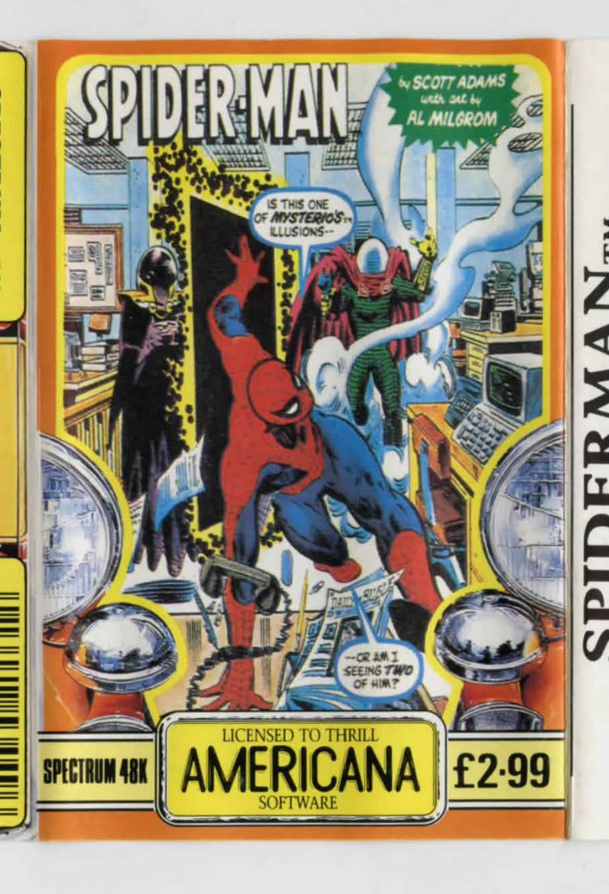# SPIDER-MAN

by SCOTT ADAMS with art by AL MILGROM

IS THIS ONE OF MYSTERIO'S™ ILLUSIONS--

--OR AM I SEEING TWO OF HIM?

SPECTRUM 48K

LICENSED TO THRILL
AMERICANA
SOFTWARE

£2·99

SPIDERMAN™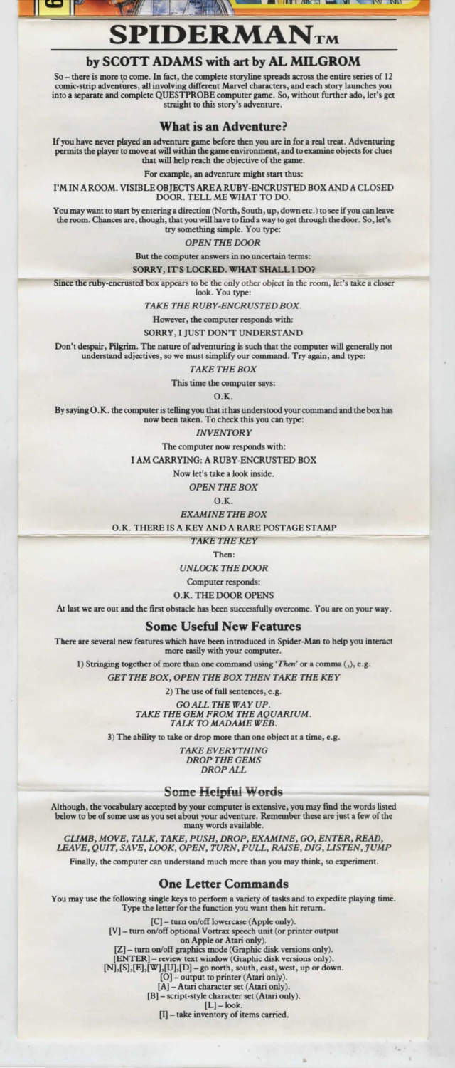# SPIDERMAN™

### by SCOTT ADAMS with art by AL MILGROM

So – there is more to come. In fact, the complete storyline spreads across the entire series of 12 comic-strip adventures, all involving different Marvel characters, and each story launches you into a separate and complete QUESTPROBE computer game. So, without further ado, let's get straight to this story's adventure.

## What is an Adventure?

If you have never played an adventure game before then you are in for a real treat. Adventuring permits the player to move at will within the game environment, and to examine objects for clues that will help reach the objective of the game.

For example, an adventure might start thus:

I'M IN A ROOM. VISIBLE OBJECTS ARE A RUBY-ENCRUSTED BOX AND A CLOSED DOOR. TELL ME WHAT TO DO.

You may want to start by entering a direction (North, South, up, down etc.) to see if you can leave the room. Chances are, though, that you will have to find a way to get through the door. So, let's try something simple. You type:

*OPEN THE DOOR*

But the computer answers in no uncertain terms:

SORRY, IT'S LOCKED. WHAT SHALL I DO?

Since the ruby-encrusted box appears to be the only other object in the room, let's take a closer look. You type:

*TAKE THE RUBY-ENCRUSTED BOX.*

However, the computer responds with:

SORRY, I JUST DON'T UNDERSTAND

Don't despair, Pilgrim. The nature of adventuring is such that the computer will generally not understand adjectives, so we must simplify our command. Try again, and type:

*TAKE THE BOX*

This time the computer says:

O.K.

By saying O.K. the computer is telling you that it has understood your command and the box has now been taken. To check this you can type:

*INVENTORY*

The computer now responds with:

I AM CARRYING: A RUBY-ENCRUSTED BOX

Now let's take a look inside.

*OPEN THE BOX*

O.K.

*EXAMINE THE BOX*

O.K. THERE IS A KEY AND A RARE POSTAGE STAMP

*TAKE THE KEY*

Then:

*UNLOCK THE DOOR*

Computer responds:

O.K. THE DOOR OPENS

At last we are out and the first obstacle has been successfully overcome. You are on your way.

## Some Useful New Features

There are several new features which have been introduced in Spider-Man to help you interact more easily with your computer.

1) Stringing together of more than one command using '*Then*' or a comma (,), e.g.

*GET THE BOX, OPEN THE BOX THEN TAKE THE KEY*

2) The use of full sentences, e.g.

*GO ALL THE WAY UP.*
*TAKE THE GEM FROM THE AQUARIUM.*
*TALK TO MADAME WEB.*

3) The ability to take or drop more than one object at a time, e.g.

*TAKE EVERYTHING*
*DROP THE GEMS*
*DROP ALL*

## Some Helpful Words

Although, the vocabulary accepted by your computer is extensive, you may find the words listed below to be of some use as you set about your adventure. Remember these are just a few of the many words available.

*CLIMB, MOVE, TALK, TAKE, PUSH, DROP, EXAMINE, GO, ENTER, READ, LEAVE, QUIT, SAVE, LOOK, OPEN, TURN, PULL, RAISE, DIG, LISTEN, JUMP*

Finally, the computer can understand much more than you may think, so experiment.

## One Letter Commands

You may use the following single keys to perform a variety of tasks and to expedite playing time. Type the letter for the function you want then hit return.

[C] – turn on/off lowercase (Apple only).
[V] – turn on/off optional Vortrax speech unit (or printer output on Apple or Atari only).
[Z] – turn on/off graphics mode (Graphic disk versions only).
[ENTER] – review text window (Graphic disk versions only).
[N],[S],[E],[W],[U],[D] – go north, south, east, west, up or down.
[O] – output to printer (Atari only).
[A] – Atari character set (Atari only).
[B] – script-style character set (Atari only).
[L] – look.
[I] – take inventory of items carried.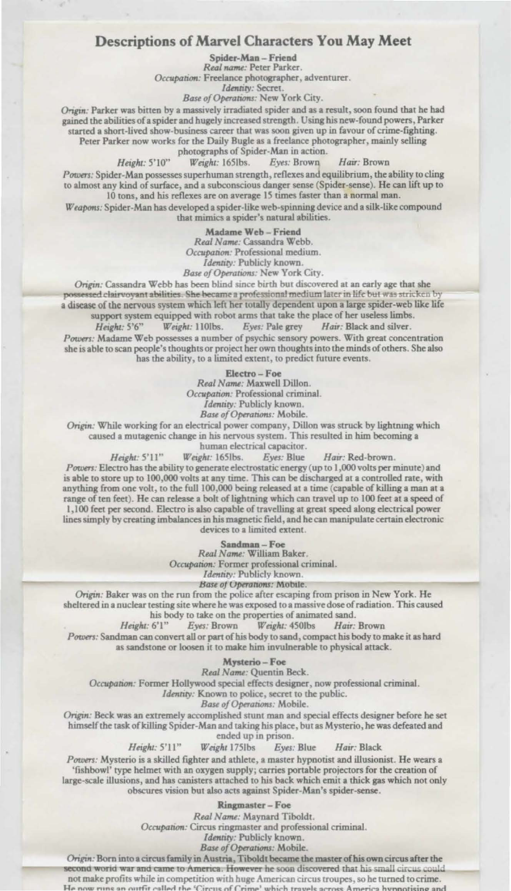# Descriptions of Marvel Characters You May Meet

**Spider-Man – Friend**

*Real name:* Peter Parker.
*Occupation:* Freelance photographer, adventurer.
*Identity:* Secret.
*Base of Operations:* New York City.

*Origin:* Parker was bitten by a massively irradiated spider and as a result, soon found that he had gained the abilities of a spider and hugely increased strength. Using his new-found powers, Parker started a short-lived show-business career that was soon given up in favour of crime-fighting. Peter Parker now works for the Daily Bugle as a freelance photographer, mainly selling photographs of Spider-Man in action.

*Height:* 5'10" *Weight:* 165lbs. *Eyes:* Brown *Hair:* Brown

*Powers:* Spider-Man possesses superhuman strength, reflexes and equilibrium, the ability to cling to almost any kind of surface, and a subconscious danger sense (Spider-sense). He can lift up to 10 tons, and his reflexes are on average 15 times faster than a normal man.

*Weapons:* Spider-Man has developed a spider-like web-spinning device and a silk-like compound that mimics a spider's natural abilities.

**Madame Web – Friend**

*Real Name:* Cassandra Webb.
*Occupation:* Professional medium.
*Identity:* Publicly known.
*Base of Operations:* New York City.

*Origin:* Cassandra Webb has been blind since birth but discovered at an early age that she possessed clairvoyant abilities. She became a professional medium later in life but was stricken by a disease of the nervous system which left her totally dependent upon a large spider-web like life support system equipped with robot arms that take the place of her useless limbs.

*Height:* 5'6" *Weight:* 110lbs. *Eyes:* Pale grey *Hair:* Black and silver.

*Powers:* Madame Web possesses a number of psychic sensory powers. With great concentration she is able to scan people's thoughts or project her own thoughts into the minds of others. She also has the ability, to a limited extent, to predict future events.

**Electro – Foe**

*Real Name:* Maxwell Dillon.
*Occupation:* Professional criminal.
*Identity:* Publicly known.
*Base of Operations:* Mobile.

*Origin:* While working for an electrical power company, Dillon was struck by lightning which caused a mutagenic change in his nervous system. This resulted in him becoming a human electrical capacitor.

*Height:* 5'11" *Weight:* 165lbs. *Eyes:* Blue *Hair:* Red-brown.

*Powers:* Electro has the ability to generate electrostatic energy (up to 1,000 volts per minute) and is able to store up to 100,000 volts at any time. This can be discharged at a controlled rate, with anything from one volt, to the full 100,000 being released at a time (capable of killing a man at a range of ten feet). He can release a bolt of lightning which can travel up to 100 feet at a speed of 1,100 feet per second. Electro is also capable of travelling at great speed along electrical power lines simply by creating imbalances in his magnetic field, and he can manipulate certain electronic devices to a limited extent.

**Sandman – Foe**

*Real Name:* William Baker.
*Occupation:* Former professional criminal.
*Identity:* Publicly known.
*Base of Operations:* Mobile.

*Origin:* Baker was on the run from the police after escaping from prison in New York. He sheltered in a nuclear testing site where he was exposed to a massive dose of radiation. This caused his body to take on the properties of animated sand.

*Height:* 6'1" *Eyes:* Brown *Weight:* 450lbs *Hair:* Brown

*Powers:* Sandman can convert all or part of his body to sand, compact his body to make it as hard as sandstone or loosen it to make him invulnerable to physical attack.

**Mysterio – Foe**

*Real Name:* Quentin Beck.
*Occupation:* Former Hollywood special effects designer, now professional criminal.
*Identity:* Known to police, secret to the public.
*Base of Operations:* Mobile.

*Origin:* Beck was an extremely accomplished stunt man and special effects designer before he set himself the task of killing Spider-Man and taking his place, but as Mysterio, he was defeated and ended up in prison.

*Height:* 5'11" *Weight* 175lbs *Eyes:* Blue *Hair:* Black

*Powers:* Mysterio is a skilled fighter and athlete, a master hypnotist and illusionist. He wears a 'fishbowl' type helmet with an oxygen supply; carries portable projectors for the creation of large-scale illusions, and has canisters attached to his back which emit a thick gas which not only obscures vision but also acts against Spider-Man's spider-sense.

**Ringmaster – Foe**

*Real Name:* Maynard Tiboldt.
*Occupation:* Circus ringmaster and professional criminal.
*Identity:* Publicly known.
*Base of Operations:* Mobile.

*Origin:* Born into a circus family in Austria, Tiboldt became the master of his own circus after the second world war and came to America. However he soon discovered that his small circus could not make profits while in competition with huge American circus troupes, so he turned to crime. He now runs an outfit called the 'Circus of Crime' which travels across America hypnotising and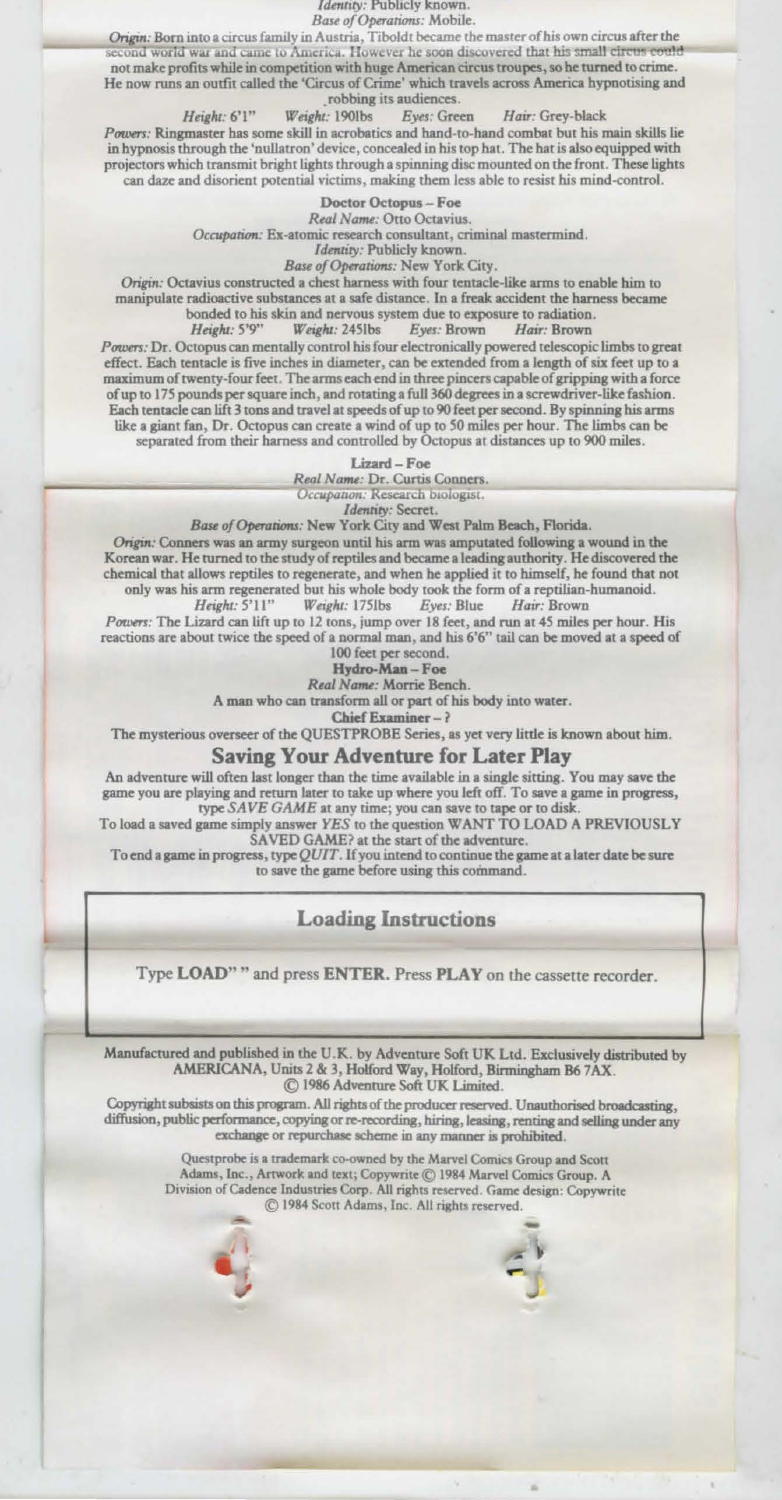*Identity:* Publicly known.

*Base of Operations:* Mobile.

*Origin:* Born into a circus family in Austria, Tiboldt became the master of his own circus after the second world war and came to America. However he soon discovered that his small circus could not make profits while in competition with huge American circus troupes, so he turned to crime. He now runs an outfit called the 'Circus of Crime' which travels across America hypnotising and robbing its audiences.

*Height:* 6'1" *Weight:* 190lbs *Eyes:* Green *Hair:* Grey-black

*Powers:* Ringmaster has some skill in acrobatics and hand-to-hand combat but his main skills lie in hypnosis through the 'nullatron' device, concealed in his top hat. The hat is also equipped with projectors which transmit bright lights through a spinning disc mounted on the front. These lights can daze and disorient potential victims, making them less able to resist his mind-control.

**Doctor Octopus – Foe**

*Real Name:* Otto Octavius.

*Occupation:* Ex-atomic research consultant, criminal mastermind.

*Identity:* Publicly known.

*Base of Operations:* New York City.

*Origin:* Octavius constructed a chest harness with four tentacle-like arms to enable him to manipulate radioactive substances at a safe distance. In a freak accident the harness became bonded to his skin and nervous system due to exposure to radiation.

*Height:* 5'9" *Weight:* 245lbs *Eyes:* Brown *Hair:* Brown

*Powers:* Dr. Octopus can mentally control his four electronically powered telescopic limbs to great effect. Each tentacle is five inches in diameter, can be extended from a length of six feet up to a maximum of twenty-four feet. The arms each end in three pincers capable of gripping with a force of up to 175 pounds per square inch, and rotating a full 360 degrees in a screwdriver-like fashion. Each tentacle can lift 3 tons and travel at speeds of up to 90 feet per second. By spinning his arms like a giant fan, Dr. Octopus can create a wind of up to 50 miles per hour. The limbs can be separated from their harness and controlled by Octopus at distances up to 900 miles.

**Lizard – Foe**

*Real Name:* Dr. Curtis Conners.

*Occupation:* Research biologist.

*Identity:* Secret.

*Base of Operations:* New York City and West Palm Beach, Florida.

*Origin:* Conners was an army surgeon until his arm was amputated following a wound in the Korean war. He turned to the study of reptiles and became a leading authority. He discovered the chemical that allows reptiles to regenerate, and when he applied it to himself, he found that not only was his arm regenerated but his whole body took the form of a reptilian-humanoid.

*Height:* 5'11" *Weight:* 175lbs *Eyes:* Blue *Hair:* Brown

*Powers:* The Lizard can lift up to 12 tons, jump over 18 feet, and run at 45 miles per hour. His reactions are about twice the speed of a normal man, and his 6'6" tail can be moved at a speed of 100 feet per second.

**Hydro-Man – Foe**

*Real Name:* Morrie Bench.

A man who can transform all or part of his body into water.

**Chief Examiner – ?**

The mysterious overseer of the QUESTPROBE Series, as yet very little is known about him.

## Saving Your Adventure for Later Play

An adventure will often last longer than the time available in a single sitting. You may save the game you are playing and return later to take up where you left off. To save a game in progress, type *SAVE GAME* at any time; you can save to tape or to disk.

To load a saved game simply answer *YES* to the question WANT TO LOAD A PREVIOUSLY SAVED GAME? at the start of the adventure.

To end a game in progress, type *QUIT*. If you intend to continue the game at a later date be sure to save the game before using this command.

## Loading Instructions

Type **LOAD""** and press **ENTER**. Press **PLAY** on the cassette recorder.

Manufactured and published in the U.K. by Adventure Soft UK Ltd. Exclusively distributed by AMERICANA, Units 2 & 3, Holford Way, Holford, Birmingham B6 7AX.
© 1986 Adventure Soft UK Limited.

Copyright subsists on this program. All rights of the producer reserved. Unauthorised broadcasting, diffusion, public performance, copying or re-recording, hiring, leasing, renting and selling under any exchange or repurchase scheme in any manner is prohibited.

Questprobe is a trademark co-owned by the Marvel Comics Group and Scott Adams, Inc., Artwork and text; Copywrite © 1984 Marvel Comics Group. A Division of Cadence Industries Corp. All rights reserved. Game design: Copywrite © 1984 Scott Adams, Inc. All rights reserved.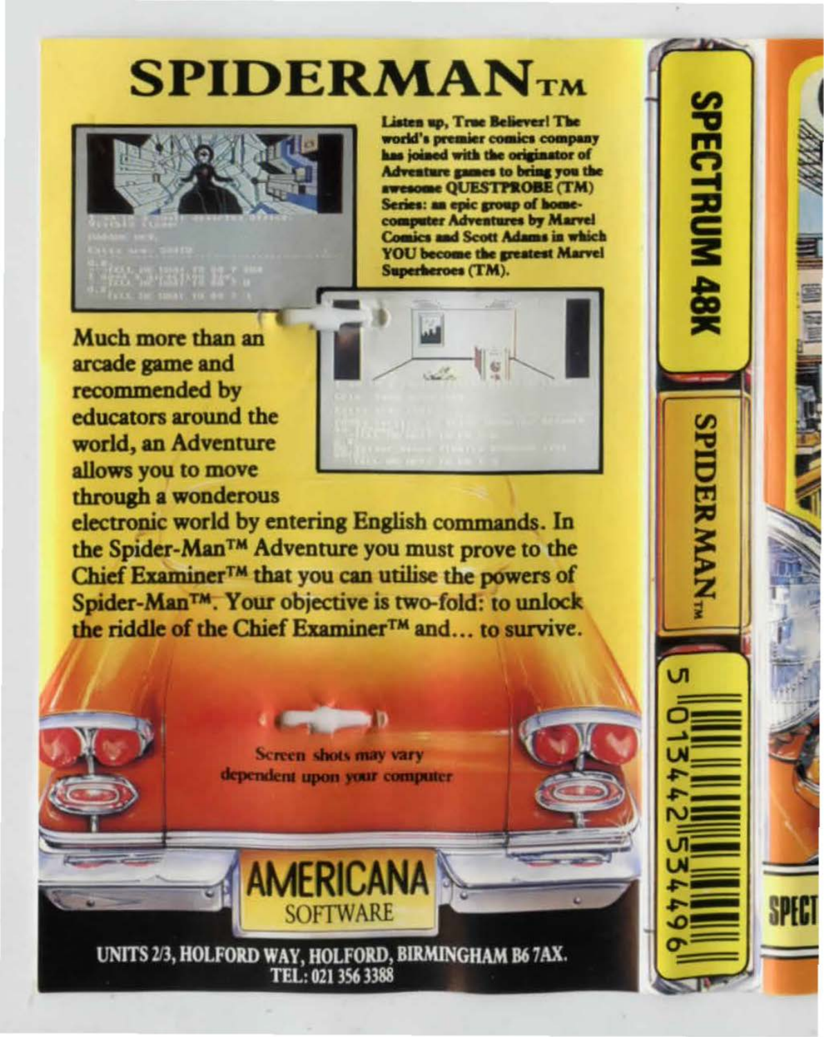# SPIDERMAN™

Listen up, True Believer! The world's premier comics company has joined with the originator of Adventure games to bring you the awesome QUESTPROBE (TM) Series: an epic group of home-computer Adventures by Marvel Comics and Scott Adams in which YOU become the greatest Marvel Superheroes (TM).

Much more than an arcade game and recommended by educators around the world, an Adventure allows you to move through a wonderous electronic world by entering English commands. In the Spider-Man™ Adventure you must prove to the Chief Examiner™ that you can utilise the powers of Spider-Man™. Your objective is two-fold: to unlock the riddle of the Chief Examiner™ and... to survive.

Screen shots may vary dependent upon your computer

AMERICANA SOFTWARE

UNITS 2/3, HOLFORD WAY, HOLFORD, BIRMINGHAM B6 7AX.
TEL: 021 356 3388

SPECTRUM 48K

SPIDERMAN™

5 013442 534496